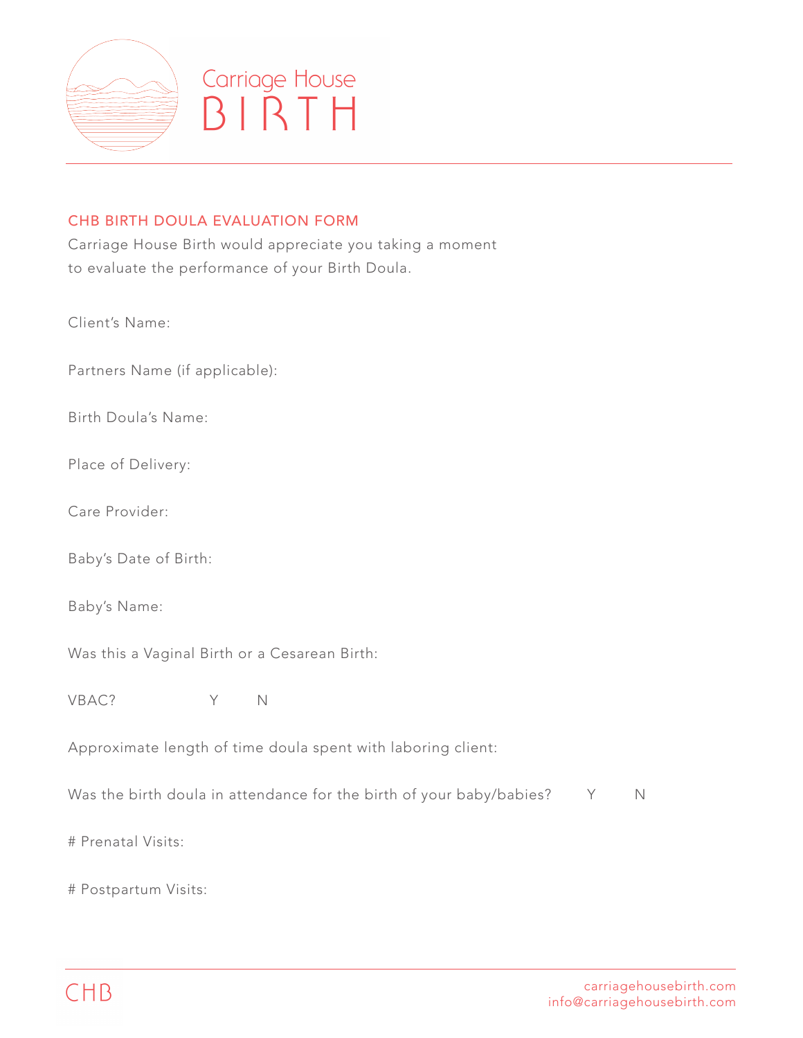Carriage House
BIRTH

## CHB BIRTH DOULA EVALUATION FORM

Carriage House Birth would appreciate you taking a moment to evaluate the performance of your Birth Doula.

Client's Name:

Partners Name (if applicable):

Birth Doula's Name:

Place of Delivery:

Care Provider:

Baby's Date of Birth:

Baby's Name:

Was this a Vaginal Birth or a Cesarean Birth:

VBAC? Y N

Approximate length of time doula spent with laboring client:

Was the birth doula in attendance for the birth of your baby/babies? Y N

# Prenatal Visits:

# Postpartum Visits:

CHB

carriagehousebirth.com
info@carriagehousebirth.com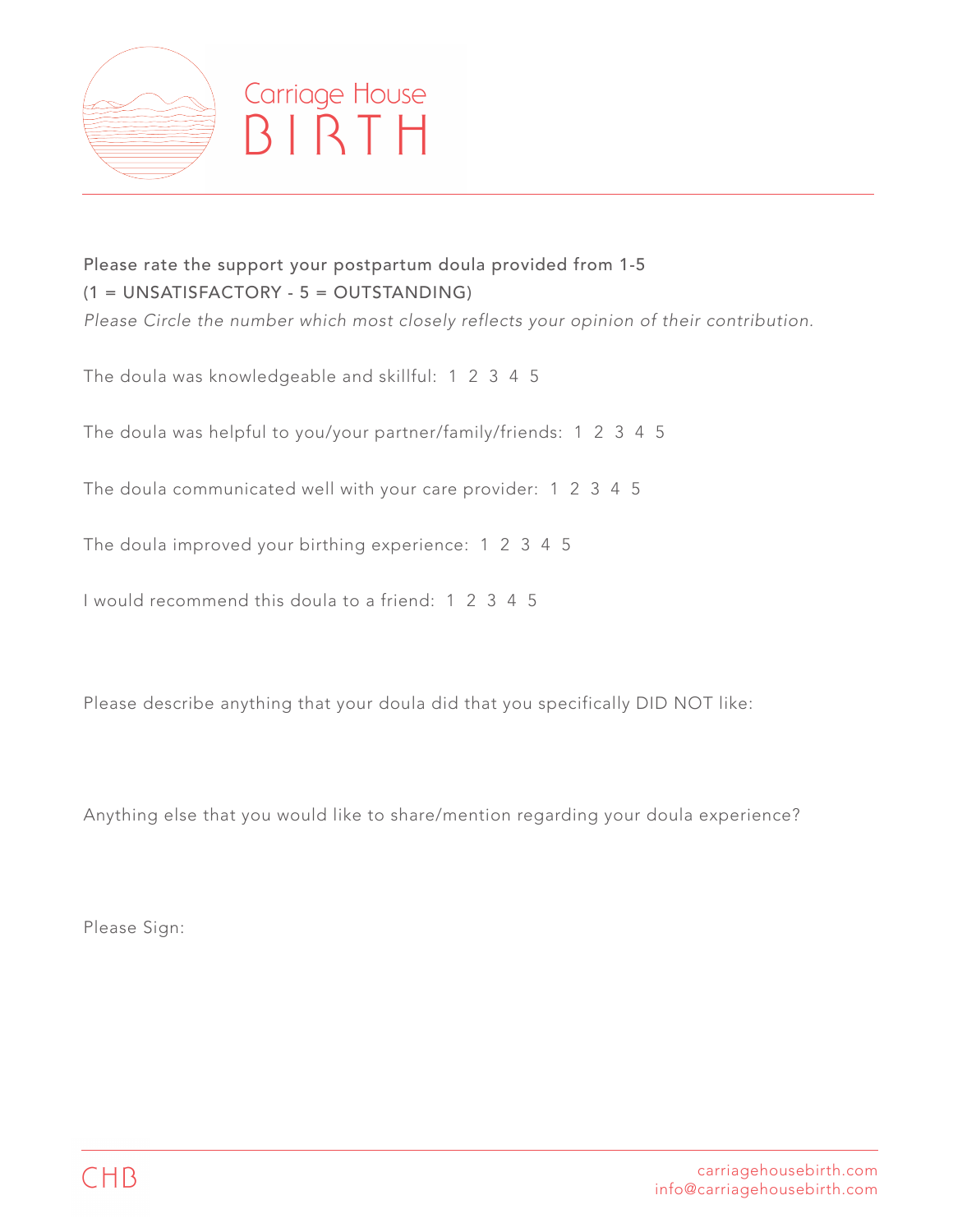Carriage House
BIRTH

Please rate the support your postpartum doula provided from 1-5
(1 = UNSATISFACTORY - 5 = OUTSTANDING)
*Please Circle the number which most closely reflects your opinion of their contribution.*

The doula was knowledgeable and skillful: 1 2 3 4 5

The doula was helpful to you/your partner/family/friends: 1 2 3 4 5

The doula communicated well with your care provider: 1 2 3 4 5

The doula improved your birthing experience: 1 2 3 4 5

I would recommend this doula to a friend: 1 2 3 4 5

Please describe anything that your doula did that you specifically DID NOT like:

Anything else that you would like to share/mention regarding your doula experience?

Please Sign:

CHB

carriagehousebirth.com
info@carriagehousebirth.com